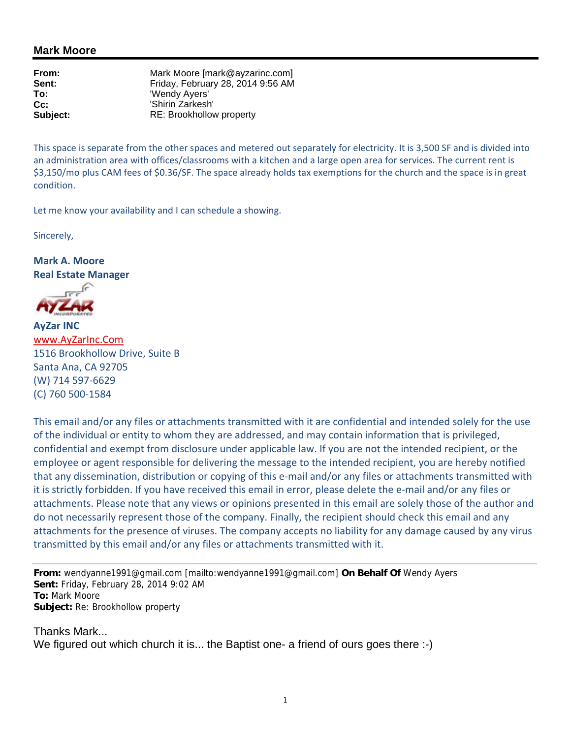## Mark Moore

**From:** Mark Moore [mark@ayzarinc.com]
**Sent:** Friday, February 28, 2014 9:56 AM
**To:** 'Wendy Ayers'
**Cc:** 'Shirin Zarkesh'
**Subject:** RE: Brookhollow property

This space is separate from the other spaces and metered out separately for electricity. It is 3,500 SF and is divided into an administration area with offices/classrooms with a kitchen and a large open area for services. The current rent is $3,150/mo plus CAM fees of $0.36/SF. The space already holds tax exemptions for the church and the space is in great condition.

Let me know your availability and I can schedule a showing.

Sincerely,

**Mark A. Moore**
**Real Estate Manager**

**AyZar INC**
www.AyZarInc.Com
1516 Brookhollow Drive, Suite B
Santa Ana, CA 92705
(W) 714 597-6629
(C) 760 500-1584

This email and/or any files or attachments transmitted with it are confidential and intended solely for the use of the individual or entity to whom they are addressed, and may contain information that is privileged, confidential and exempt from disclosure under applicable law. If you are not the intended recipient, or the employee or agent responsible for delivering the message to the intended recipient, you are hereby notified that any dissemination, distribution or copying of this e-mail and/or any files or attachments transmitted with it is strictly forbidden. If you have received this email in error, please delete the e-mail and/or any files or attachments. Please note that any views or opinions presented in this email are solely those of the author and do not necessarily represent those of the company. Finally, the recipient should check this email and any attachments for the presence of viruses. The company accepts no liability for any damage caused by any virus transmitted by this email and/or any files or attachments transmitted with it.

---

**From:** wendyanne1991@gmail.com [mailto:wendyanne1991@gmail.com] **On Behalf Of** Wendy Ayers
**Sent:** Friday, February 28, 2014 9:02 AM
**To:** Mark Moore
**Subject:** Re: Brookhollow property

Thanks Mark...
We figured out which church it is... the Baptist one- a friend of ours goes there :-)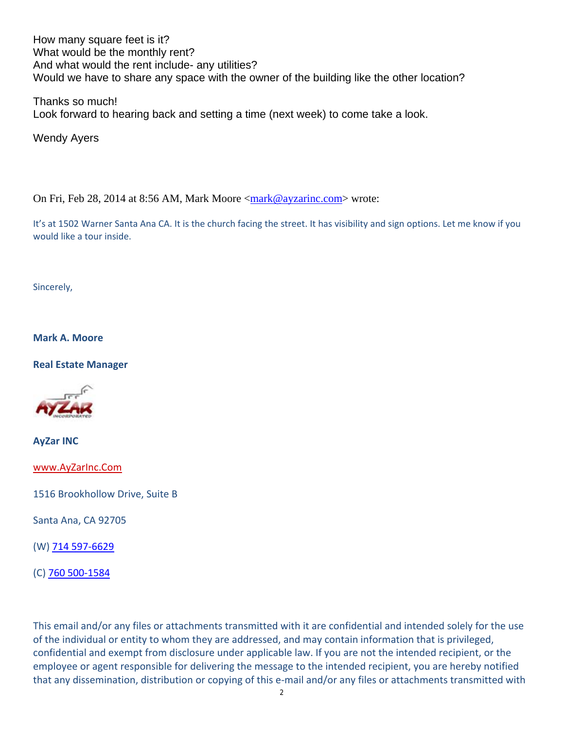How many square feet is it?
What would be the monthly rent?
And what would the rent include- any utilities?
Would we have to share any space with the owner of the building like the other location?

Thanks so much!
Look forward to hearing back and setting a time (next week) to come take a look.

Wendy Ayers

On Fri, Feb 28, 2014 at 8:56 AM, Mark Moore <mark@ayzarinc.com> wrote:

It's at 1502 Warner Santa Ana CA. It is the church facing the street. It has visibility and sign options. Let me know if you would like a tour inside.

Sincerely,

**Mark A. Moore**

**Real Estate Manager**

**AyZar INC**

www.AyZarInc.Com

1516 Brookhollow Drive, Suite B

Santa Ana, CA 92705

(W) 714 597-6629

(C) 760 500-1584

This email and/or any files or attachments transmitted with it are confidential and intended solely for the use of the individual or entity to whom they are addressed, and may contain information that is privileged, confidential and exempt from disclosure under applicable law. If you are not the intended recipient, or the employee or agent responsible for delivering the message to the intended recipient, you are hereby notified that any dissemination, distribution or copying of this e-mail and/or any files or attachments transmitted with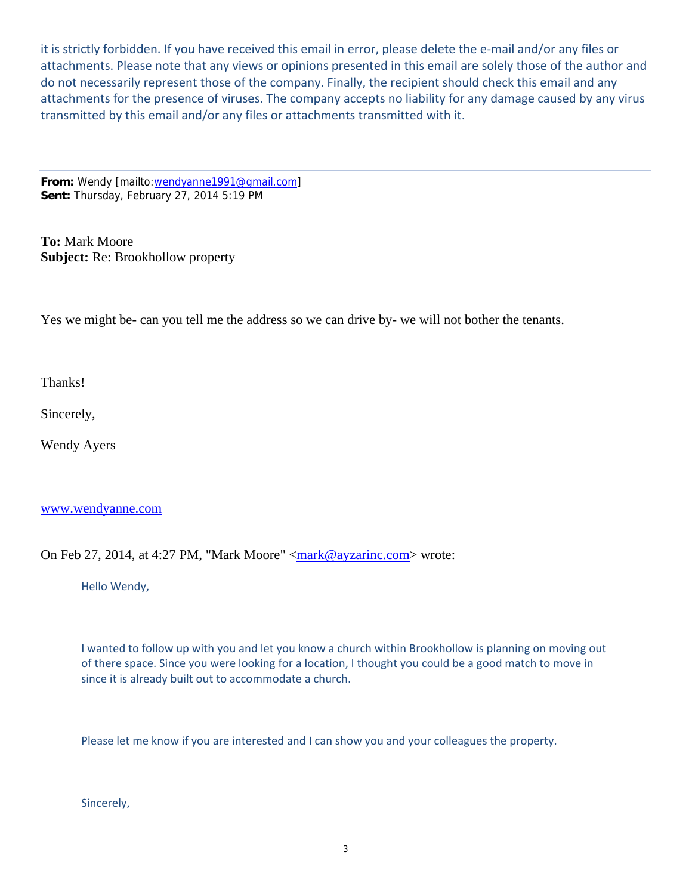it is strictly forbidden. If you have received this email in error, please delete the e-mail and/or any files or attachments. Please note that any views or opinions presented in this email are solely those of the author and do not necessarily represent those of the company. Finally, the recipient should check this email and any attachments for the presence of viruses. The company accepts no liability for any damage caused by any virus transmitted by this email and/or any files or attachments transmitted with it.

---

**From:** Wendy [mailto:wendyanne1991@gmail.com]
**Sent:** Thursday, February 27, 2014 5:19 PM

**To:** Mark Moore
**Subject:** Re: Brookhollow property

Yes we might be- can you tell me the address so we can drive by- we will not bother the tenants.

Thanks!

Sincerely,

Wendy Ayers

www.wendyanne.com

On Feb 27, 2014, at 4:27 PM, "Mark Moore" <mark@ayzarinc.com> wrote:

> Hello Wendy,
>
> I wanted to follow up with you and let you know a church within Brookhollow is planning on moving out of there space. Since you were looking for a location, I thought you could be a good match to move in since it is already built out to accommodate a church.
>
> Please let me know if you are interested and I can show you and your colleagues the property.
>
> Sincerely,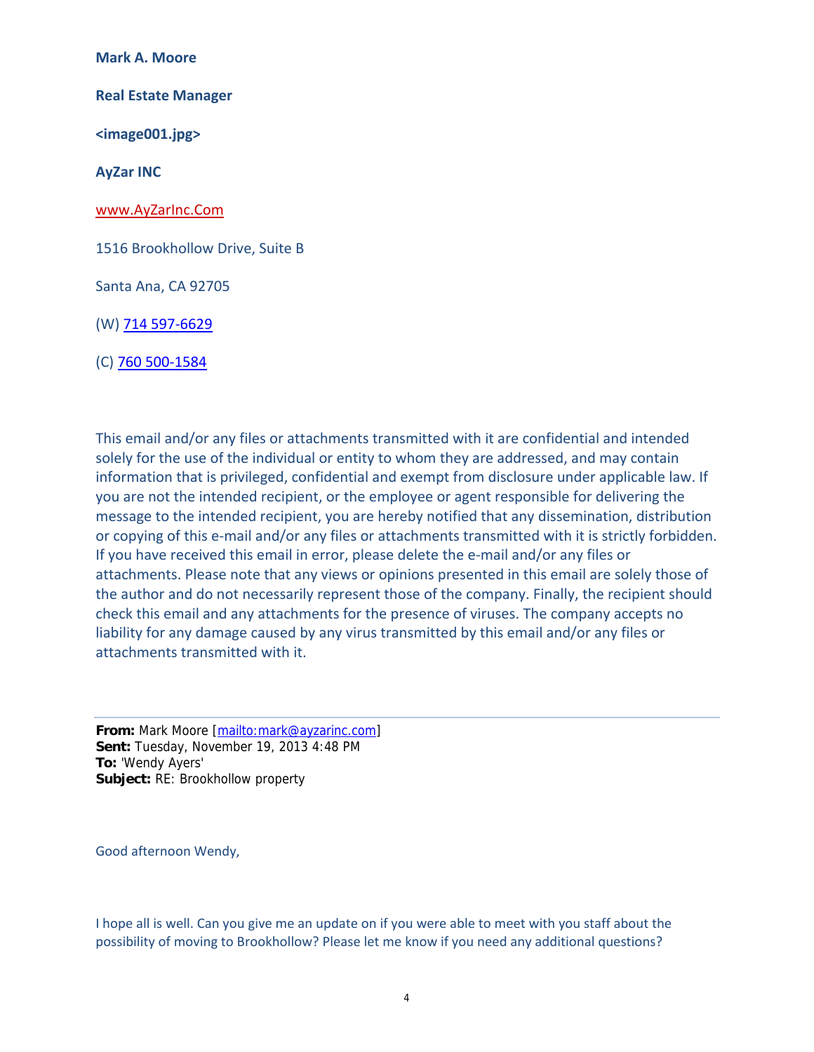**Mark A. Moore**

**Real Estate Manager**

**<image001.jpg>**

**AyZar INC**

www.AyZarInc.Com

1516 Brookhollow Drive, Suite B

Santa Ana, CA 92705

(W) 714 597-6629

(C) 760 500-1584

This email and/or any files or attachments transmitted with it are confidential and intended solely for the use of the individual or entity to whom they are addressed, and may contain information that is privileged, confidential and exempt from disclosure under applicable law. If you are not the intended recipient, or the employee or agent responsible for delivering the message to the intended recipient, you are hereby notified that any dissemination, distribution or copying of this e-mail and/or any files or attachments transmitted with it is strictly forbidden. If you have received this email in error, please delete the e-mail and/or any files or attachments. Please note that any views or opinions presented in this email are solely those of the author and do not necessarily represent those of the company. Finally, the recipient should check this email and any attachments for the presence of viruses. The company accepts no liability for any damage caused by any virus transmitted by this email and/or any files or attachments transmitted with it.

---

**From:** Mark Moore [mailto:mark@ayzarinc.com]
**Sent:** Tuesday, November 19, 2013 4:48 PM
**To:** 'Wendy Ayers'
**Subject:** RE: Brookhollow property

Good afternoon Wendy,

I hope all is well. Can you give me an update on if you were able to meet with you staff about the possibility of moving to Brookhollow? Please let me know if you need any additional questions?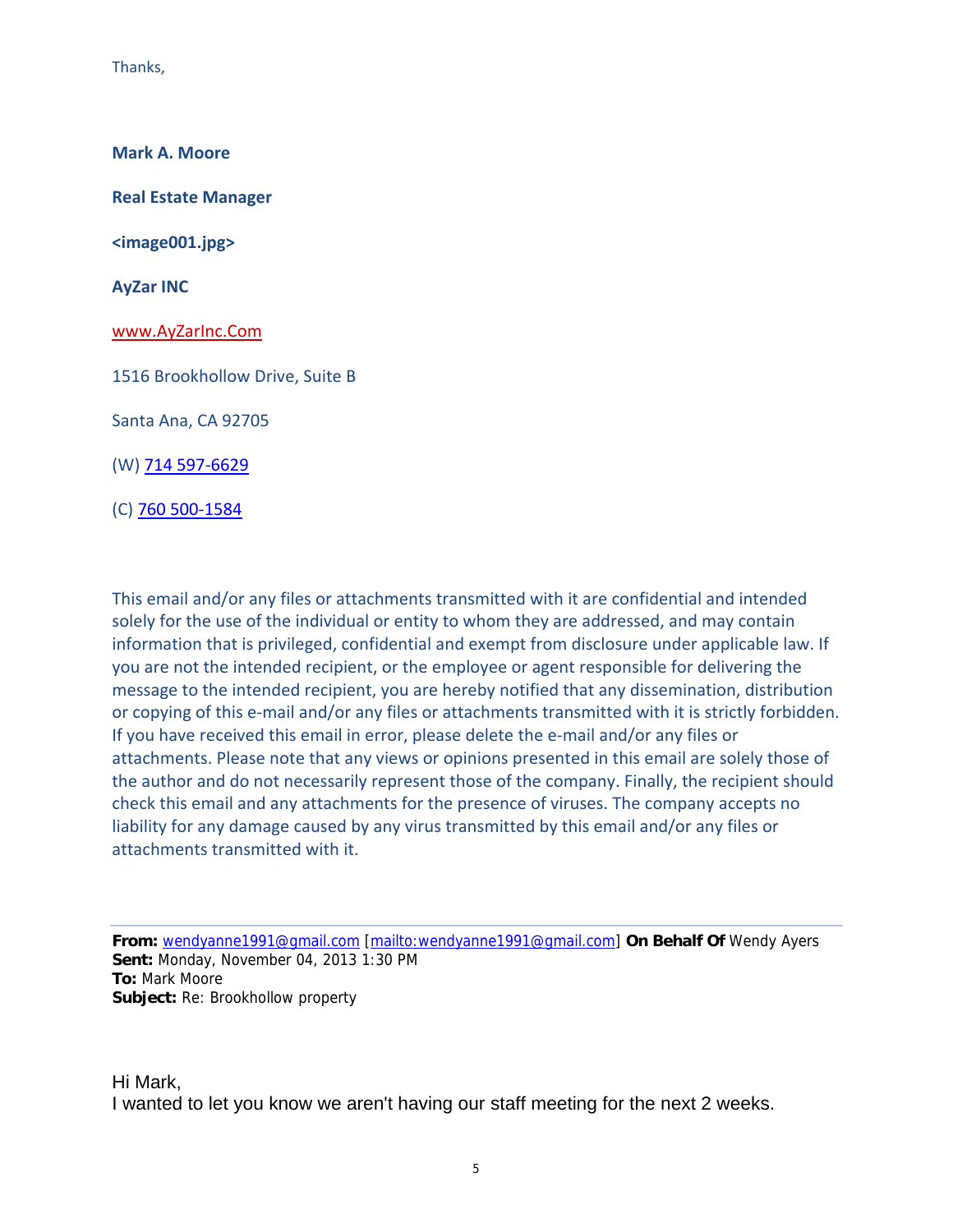Thanks,

**Mark A. Moore**

**Real Estate Manager**

**<image001.jpg>**

**AyZar INC**

www.AyZarInc.Com

1516 Brookhollow Drive, Suite B

Santa Ana, CA 92705

(W) 714 597-6629

(C) 760 500-1584

This email and/or any files or attachments transmitted with it are confidential and intended solely for the use of the individual or entity to whom they are addressed, and may contain information that is privileged, confidential and exempt from disclosure under applicable law. If you are not the intended recipient, or the employee or agent responsible for delivering the message to the intended recipient, you are hereby notified that any dissemination, distribution or copying of this e-mail and/or any files or attachments transmitted with it is strictly forbidden. If you have received this email in error, please delete the e-mail and/or any files or attachments. Please note that any views or opinions presented in this email are solely those of the author and do not necessarily represent those of the company. Finally, the recipient should check this email and any attachments for the presence of viruses. The company accepts no liability for any damage caused by any virus transmitted by this email and/or any files or attachments transmitted with it.

---

**From:** wendyanne1991@gmail.com [mailto:wendyanne1991@gmail.com] **On Behalf Of** Wendy Ayers
**Sent:** Monday, November 04, 2013 1:30 PM
**To:** Mark Moore
**Subject:** Re: Brookhollow property

Hi Mark,
I wanted to let you know we aren't having our staff meeting for the next 2 weeks.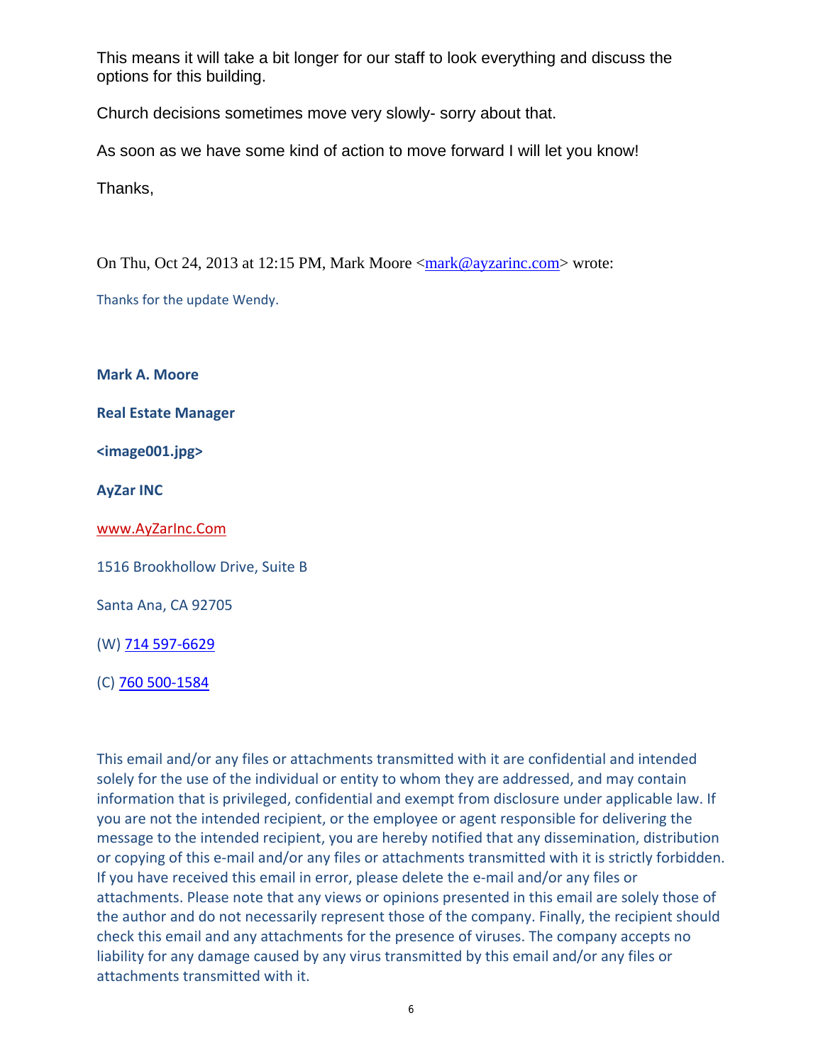This means it will take a bit longer for our staff to look everything and discuss the options for this building.

Church decisions sometimes move very slowly- sorry about that.

As soon as we have some kind of action to move forward I will let you know!

Thanks,

On Thu, Oct 24, 2013 at 12:15 PM, Mark Moore <mark@ayzarinc.com> wrote:

Thanks for the update Wendy.

**Mark A. Moore**

**Real Estate Manager**

**<image001.jpg>**

**AyZar INC**

www.AyZarInc.Com

1516 Brookhollow Drive, Suite B

Santa Ana, CA 92705

(W) 714 597-6629

(C) 760 500-1584

This email and/or any files or attachments transmitted with it are confidential and intended solely for the use of the individual or entity to whom they are addressed, and may contain information that is privileged, confidential and exempt from disclosure under applicable law. If you are not the intended recipient, or the employee or agent responsible for delivering the message to the intended recipient, you are hereby notified that any dissemination, distribution or copying of this e-mail and/or any files or attachments transmitted with it is strictly forbidden. If you have received this email in error, please delete the e-mail and/or any files or attachments. Please note that any views or opinions presented in this email are solely those of the author and do not necessarily represent those of the company. Finally, the recipient should check this email and any attachments for the presence of viruses. The company accepts no liability for any damage caused by any virus transmitted by this email and/or any files or attachments transmitted with it.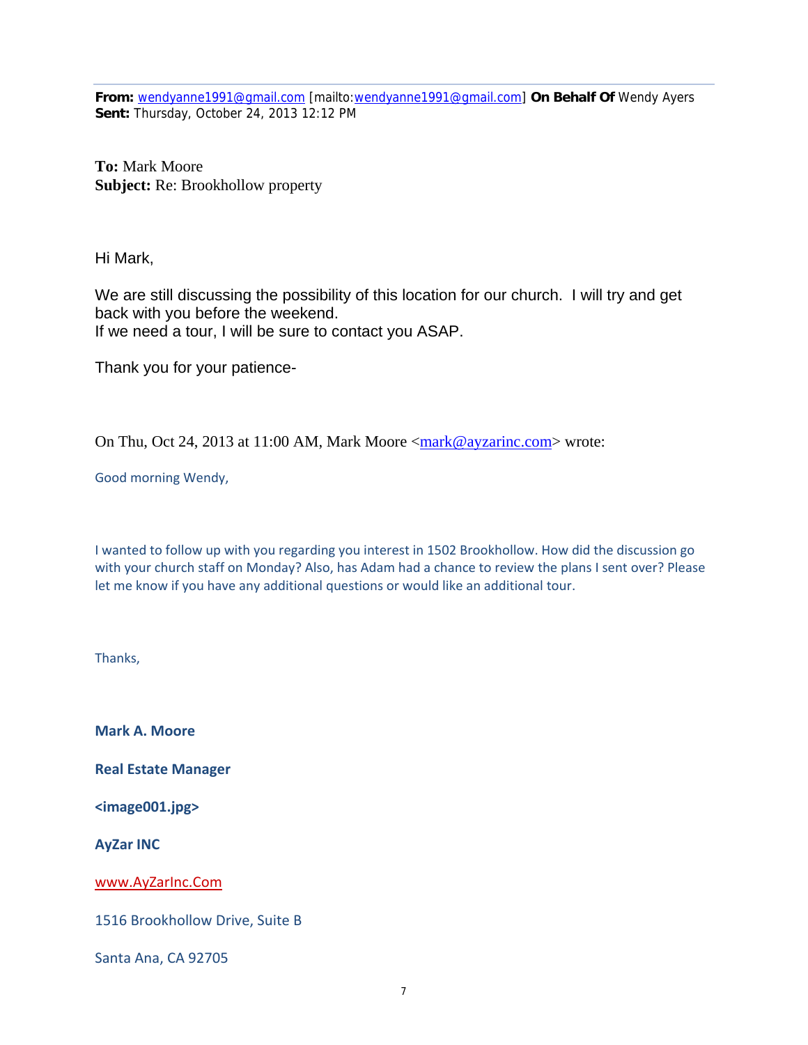**From:** wendyanne1991@gmail.com [mailto:wendyanne1991@gmail.com] **On Behalf Of** Wendy Ayers
**Sent:** Thursday, October 24, 2013 12:12 PM

**To:** Mark Moore
**Subject:** Re: Brookhollow property

Hi Mark,

We are still discussing the possibility of this location for our church. I will try and get back with you before the weekend.
If we need a tour, I will be sure to contact you ASAP.

Thank you for your patience-

On Thu, Oct 24, 2013 at 11:00 AM, Mark Moore <mark@ayzarinc.com> wrote:

Good morning Wendy,

I wanted to follow up with you regarding you interest in 1502 Brookhollow. How did the discussion go with your church staff on Monday? Also, has Adam had a chance to review the plans I sent over? Please let me know if you have any additional questions or would like an additional tour.

Thanks,

**Mark A. Moore**

**Real Estate Manager**

**<image001.jpg>**

**AyZar INC**

www.AyZarInc.Com

1516 Brookhollow Drive, Suite B

Santa Ana, CA 92705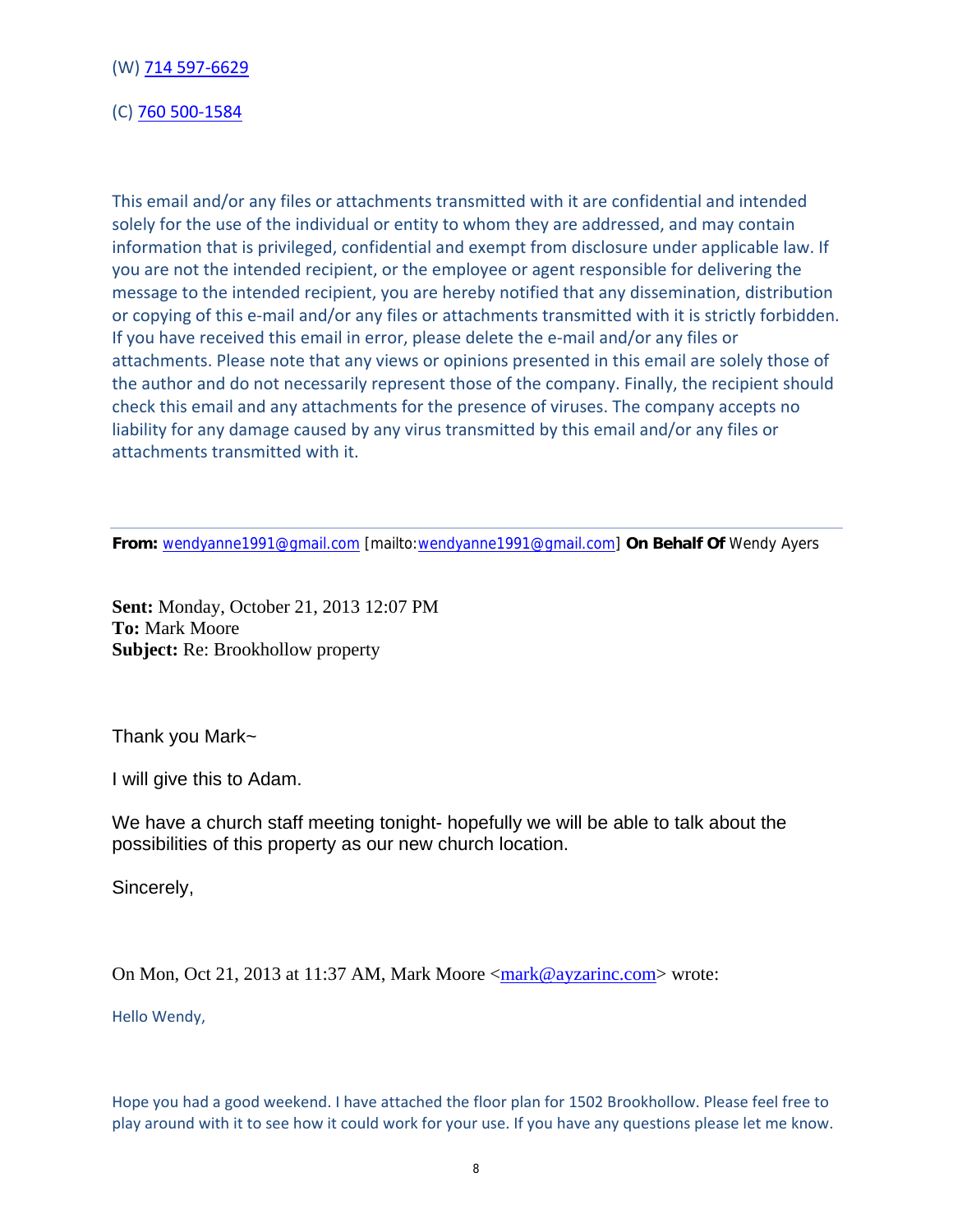(W) 714 597-6629

(C) 760 500-1584

This email and/or any files or attachments transmitted with it are confidential and intended solely for the use of the individual or entity to whom they are addressed, and may contain information that is privileged, confidential and exempt from disclosure under applicable law. If you are not the intended recipient, or the employee or agent responsible for delivering the message to the intended recipient, you are hereby notified that any dissemination, distribution or copying of this e-mail and/or any files or attachments transmitted with it is strictly forbidden. If you have received this email in error, please delete the e-mail and/or any files or attachments. Please note that any views or opinions presented in this email are solely those of the author and do not necessarily represent those of the company. Finally, the recipient should check this email and any attachments for the presence of viruses. The company accepts no liability for any damage caused by any virus transmitted by this email and/or any files or attachments transmitted with it.

---

**From:** wendyanne1991@gmail.com [mailto:wendyanne1991@gmail.com] **On Behalf Of** Wendy Ayers

**Sent:** Monday, October 21, 2013 12:07 PM
**To:** Mark Moore
**Subject:** Re: Brookhollow property

Thank you Mark~

I will give this to Adam.

We have a church staff meeting tonight- hopefully we will be able to talk about the possibilities of this property as our new church location.

Sincerely,

On Mon, Oct 21, 2013 at 11:37 AM, Mark Moore <mark@ayzarinc.com> wrote:

Hello Wendy,

Hope you had a good weekend. I have attached the floor plan for 1502 Brookhollow. Please feel free to play around with it to see how it could work for your use. If you have any questions please let me know.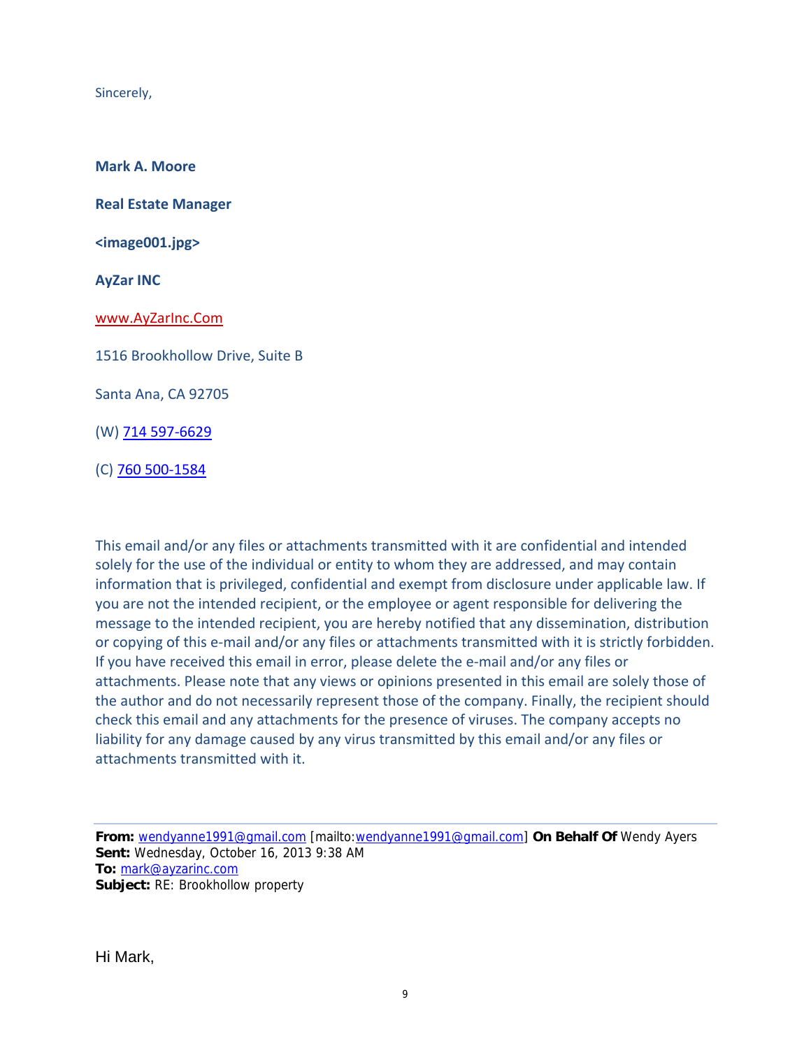Sincerely,

**Mark A. Moore**

**Real Estate Manager**

**<image001.jpg>**

**AyZar INC**

www.AyZarInc.Com

1516 Brookhollow Drive, Suite B

Santa Ana, CA 92705

(W) 714 597-6629

(C) 760 500-1584

This email and/or any files or attachments transmitted with it are confidential and intended solely for the use of the individual or entity to whom they are addressed, and may contain information that is privileged, confidential and exempt from disclosure under applicable law. If you are not the intended recipient, or the employee or agent responsible for delivering the message to the intended recipient, you are hereby notified that any dissemination, distribution or copying of this e-mail and/or any files or attachments transmitted with it is strictly forbidden. If you have received this email in error, please delete the e-mail and/or any files or attachments. Please note that any views or opinions presented in this email are solely those of the author and do not necessarily represent those of the company. Finally, the recipient should check this email and any attachments for the presence of viruses. The company accepts no liability for any damage caused by any virus transmitted by this email and/or any files or attachments transmitted with it.

---

**From:** wendyanne1991@gmail.com [mailto:wendyanne1991@gmail.com] **On Behalf Of** Wendy Ayers
**Sent:** Wednesday, October 16, 2013 9:38 AM
**To:** mark@ayzarinc.com
**Subject:** RE: Brookhollow property

Hi Mark,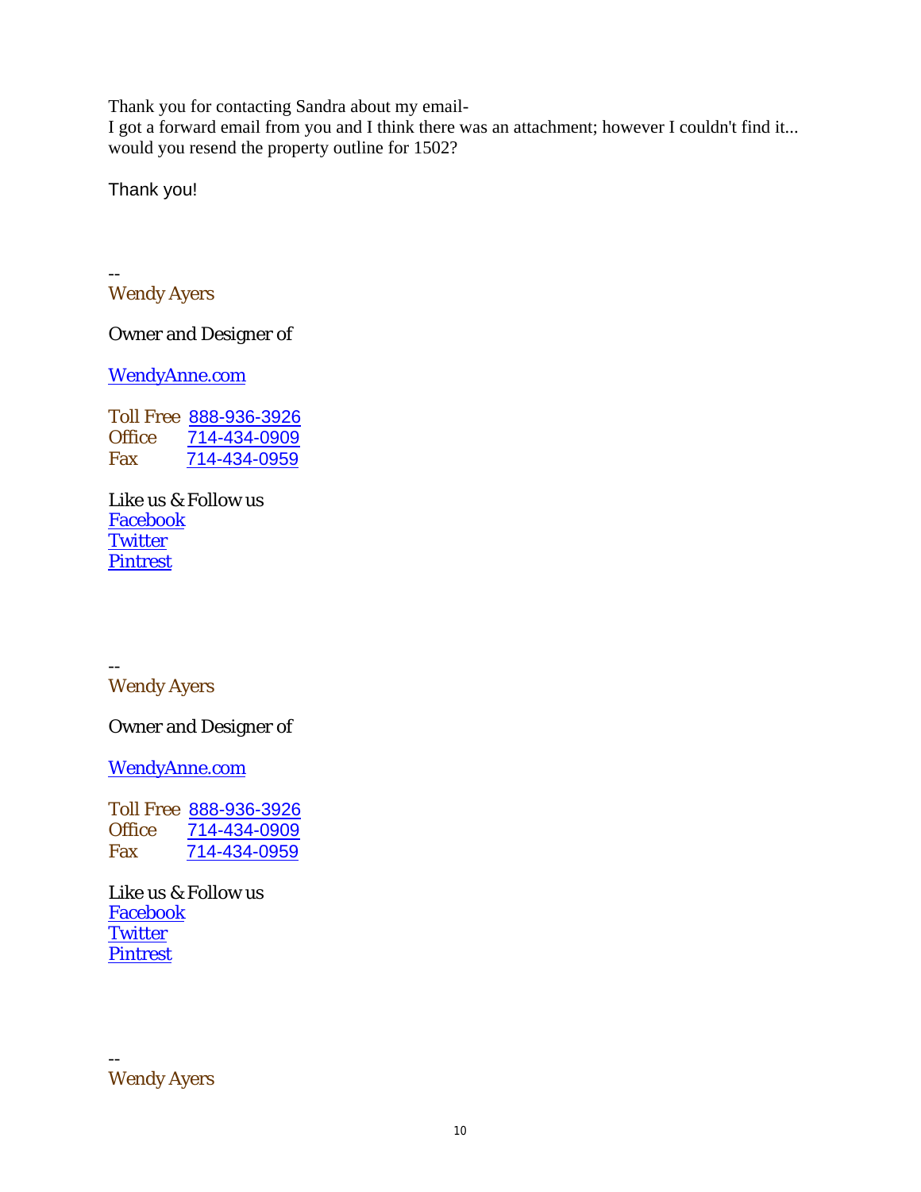Thank you for contacting Sandra about my email-
I got a forward email from you and I think there was an attachment; however I couldn't find it...
would you resend the property outline for 1502?

Thank you!

--
Wendy Ayers

Owner and Designer of

WendyAnne.com

Toll Free 888-936-3926
Office 714-434-0909
Fax 714-434-0959

Like us & Follow us
Facebook
Twitter
Pintrest

--
Wendy Ayers

Owner and Designer of

WendyAnne.com

Toll Free 888-936-3926
Office 714-434-0909
Fax 714-434-0959

Like us & Follow us
Facebook
Twitter
Pintrest

--
Wendy Ayers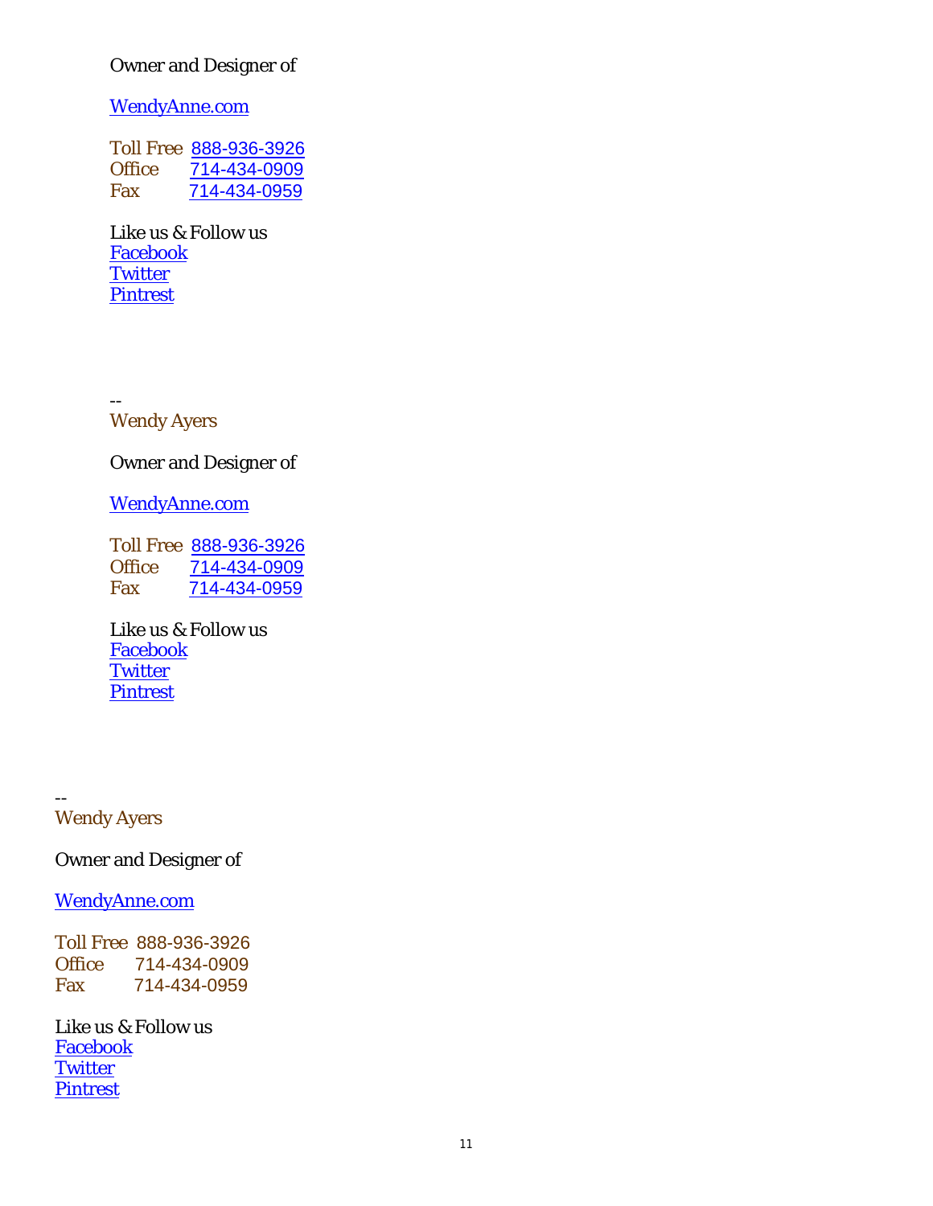Owner and Designer of

WendyAnne.com

Toll Free 888-936-3926
Office 714-434-0909
Fax 714-434-0959

Like us & Follow us
Facebook
Twitter
Pintrest

--
Wendy Ayers

Owner and Designer of

WendyAnne.com

Toll Free 888-936-3926
Office 714-434-0909
Fax 714-434-0959

Like us & Follow us
Facebook
Twitter
Pintrest

--
Wendy Ayers

Owner and Designer of

WendyAnne.com

Toll Free 888-936-3926
Office 714-434-0909
Fax 714-434-0959

Like us & Follow us
Facebook
Twitter
Pintrest